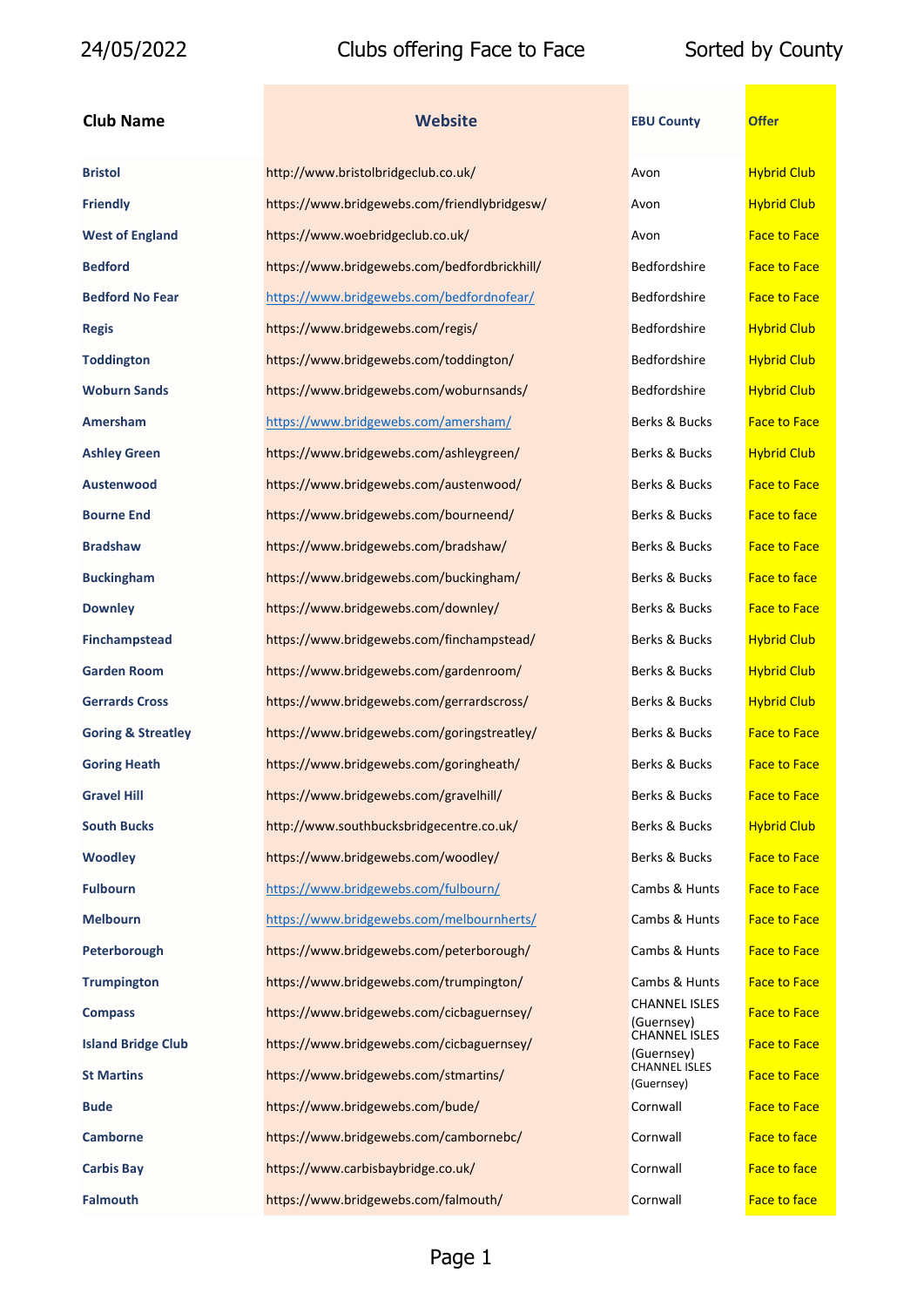24/05/2022 Clubs offering Face to Face Sorted by County

| Club Name | Website | EBU County | Offer |
|---|---|---|---|
| **Bristol** | http://www.bristolbridgeclub.co.uk/ | Avon | Hybrid Club |
| **Friendly** | https://www.bridgewebs.com/friendlybridgesw/ | Avon | Hybrid Club |
| **West of England** | https://www.woebridgeclub.co.uk/ | Avon | Face to Face |
| **Bedford** | https://www.bridgewebs.com/bedfordbrickhill/ | Bedfordshire | Face to Face |
| **Bedford No Fear** | https://www.bridgewebs.com/bedfordnofear/ | Bedfordshire | Face to Face |
| **Regis** | https://www.bridgewebs.com/regis/ | Bedfordshire | Hybrid Club |
| **Toddington** | https://www.bridgewebs.com/toddington/ | Bedfordshire | Hybrid Club |
| **Woburn Sands** | https://www.bridgewebs.com/woburnsands/ | Bedfordshire | Hybrid Club |
| **Amersham** | https://www.bridgewebs.com/amersham/ | Berks & Bucks | Face to Face |
| **Ashley Green** | https://www.bridgewebs.com/ashleygreen/ | Berks & Bucks | Hybrid Club |
| **Austenwood** | https://www.bridgewebs.com/austenwood/ | Berks & Bucks | Face to Face |
| **Bourne End** | https://www.bridgewebs.com/bourneend/ | Berks & Bucks | Face to face |
| **Bradshaw** | https://www.bridgewebs.com/bradshaw/ | Berks & Bucks | Face to Face |
| **Buckingham** | https://www.bridgewebs.com/buckingham/ | Berks & Bucks | Face to face |
| **Downley** | https://www.bridgewebs.com/downley/ | Berks & Bucks | Face to Face |
| **Finchampstead** | https://www.bridgewebs.com/finchampstead/ | Berks & Bucks | Hybrid Club |
| **Garden Room** | https://www.bridgewebs.com/gardenroom/ | Berks & Bucks | Hybrid Club |
| **Gerrards Cross** | https://www.bridgewebs.com/gerrardscross/ | Berks & Bucks | Hybrid Club |
| **Goring & Streatley** | https://www.bridgewebs.com/goringstreatley/ | Berks & Bucks | Face to Face |
| **Goring Heath** | https://www.bridgewebs.com/goringheath/ | Berks & Bucks | Face to Face |
| **Gravel Hill** | https://www.bridgewebs.com/gravelhill/ | Berks & Bucks | Face to Face |
| **South Bucks** | http://www.southbucksbridgecentre.co.uk/ | Berks & Bucks | Hybrid Club |
| **Woodley** | https://www.bridgewebs.com/woodley/ | Berks & Bucks | Face to Face |
| **Fulbourn** | https://www.bridgewebs.com/fulbourn/ | Cambs & Hunts | Face to Face |
| **Melbourn** | https://www.bridgewebs.com/melbournherts/ | Cambs & Hunts | Face to Face |
| **Peterborough** | https://www.bridgewebs.com/peterborough/ | Cambs & Hunts | Face to Face |
| **Trumpington** | https://www.bridgewebs.com/trumpington/ | Cambs & Hunts | Face to Face |
| **Compass** | https://www.bridgewebs.com/cicbaguernsey/ | CHANNEL ISLES (Guernsey) | Face to Face |
| **Island Bridge Club** | https://www.bridgewebs.com/cicbaguernsey/ | CHANNEL ISLES (Guernsey) | Face to Face |
| **St Martins** | https://www.bridgewebs.com/stmartins/ | CHANNEL ISLES (Guernsey) | Face to Face |
| **Bude** | https://www.bridgewebs.com/bude/ | Cornwall | Face to Face |
| **Camborne** | https://www.bridgewebs.com/cambornebc/ | Cornwall | Face to face |
| **Carbis Bay** | https://www.carbisbaybridge.co.uk/ | Cornwall | Face to face |
| **Falmouth** | https://www.bridgewebs.com/falmouth/ | Cornwall | Face to face |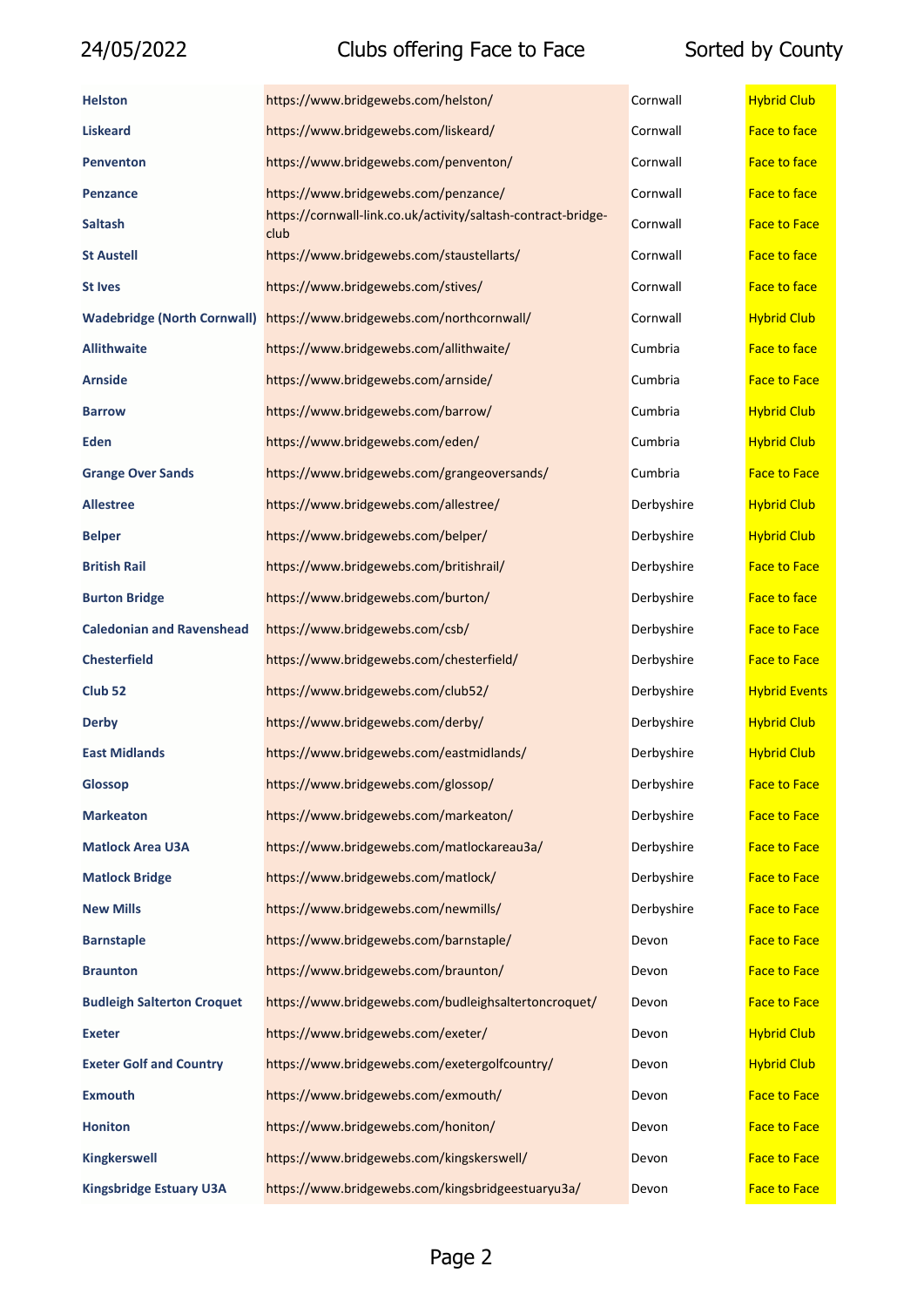| Club | Website | County | Type |
|---|---|---|---|
| **Helston** | https://www.bridgewebs.com/helston/ | Cornwall | Hybrid Club |
| **Liskeard** | https://www.bridgewebs.com/liskeard/ | Cornwall | Face to face |
| **Penventon** | https://www.bridgewebs.com/penventon/ | Cornwall | Face to face |
| **Penzance** | https://www.bridgewebs.com/penzance/ | Cornwall | Face to face |
| **Saltash** | https://cornwall-link.co.uk/activity/saltash-contract-bridge-club | Cornwall | Face to Face |
| **St Austell** | https://www.bridgewebs.com/staustellarts/ | Cornwall | Face to face |
| **St Ives** | https://www.bridgewebs.com/stives/ | Cornwall | Face to face |
| **Wadebridge (North Cornwall)** | https://www.bridgewebs.com/northcornwall/ | Cornwall | Hybrid Club |
| **Allithwaite** | https://www.bridgewebs.com/allithwaite/ | Cumbria | Face to face |
| **Arnside** | https://www.bridgewebs.com/arnside/ | Cumbria | Face to Face |
| **Barrow** | https://www.bridgewebs.com/barrow/ | Cumbria | Hybrid Club |
| **Eden** | https://www.bridgewebs.com/eden/ | Cumbria | Hybrid Club |
| **Grange Over Sands** | https://www.bridgewebs.com/grangeoversands/ | Cumbria | Face to Face |
| **Allestree** | https://www.bridgewebs.com/allestree/ | Derbyshire | Hybrid Club |
| **Belper** | https://www.bridgewebs.com/belper/ | Derbyshire | Hybrid Club |
| **British Rail** | https://www.bridgewebs.com/britishrail/ | Derbyshire | Face to Face |
| **Burton Bridge** | https://www.bridgewebs.com/burton/ | Derbyshire | Face to face |
| **Caledonian and Ravenshead** | https://www.bridgewebs.com/csb/ | Derbyshire | Face to Face |
| **Chesterfield** | https://www.bridgewebs.com/chesterfield/ | Derbyshire | Face to Face |
| **Club 52** | https://www.bridgewebs.com/club52/ | Derbyshire | Hybrid Events |
| **Derby** | https://www.bridgewebs.com/derby/ | Derbyshire | Hybrid Club |
| **East Midlands** | https://www.bridgewebs.com/eastmidlands/ | Derbyshire | Hybrid Club |
| **Glossop** | https://www.bridgewebs.com/glossop/ | Derbyshire | Face to Face |
| **Markeaton** | https://www.bridgewebs.com/markeaton/ | Derbyshire | Face to Face |
| **Matlock Area U3A** | https://www.bridgewebs.com/matlockareau3a/ | Derbyshire | Face to Face |
| **Matlock Bridge** | https://www.bridgewebs.com/matlock/ | Derbyshire | Face to Face |
| **New Mills** | https://www.bridgewebs.com/newmills/ | Derbyshire | Face to Face |
| **Barnstaple** | https://www.bridgewebs.com/barnstaple/ | Devon | Face to Face |
| **Braunton** | https://www.bridgewebs.com/braunton/ | Devon | Face to Face |
| **Budleigh Salterton Croquet** | https://www.bridgewebs.com/budleighsaltertoncroquet/ | Devon | Face to Face |
| **Exeter** | https://www.bridgewebs.com/exeter/ | Devon | Hybrid Club |
| **Exeter Golf and Country** | https://www.bridgewebs.com/exetergolfcountry/ | Devon | Hybrid Club |
| **Exmouth** | https://www.bridgewebs.com/exmouth/ | Devon | Face to Face |
| **Honiton** | https://www.bridgewebs.com/honiton/ | Devon | Face to Face |
| **Kingkerswell** | https://www.bridgewebs.com/kingskerswell/ | Devon | Face to Face |
| **Kingsbridge Estuary U3A** | https://www.bridgewebs.com/kingsbridgeestuaryu3a/ | Devon | Face to Face |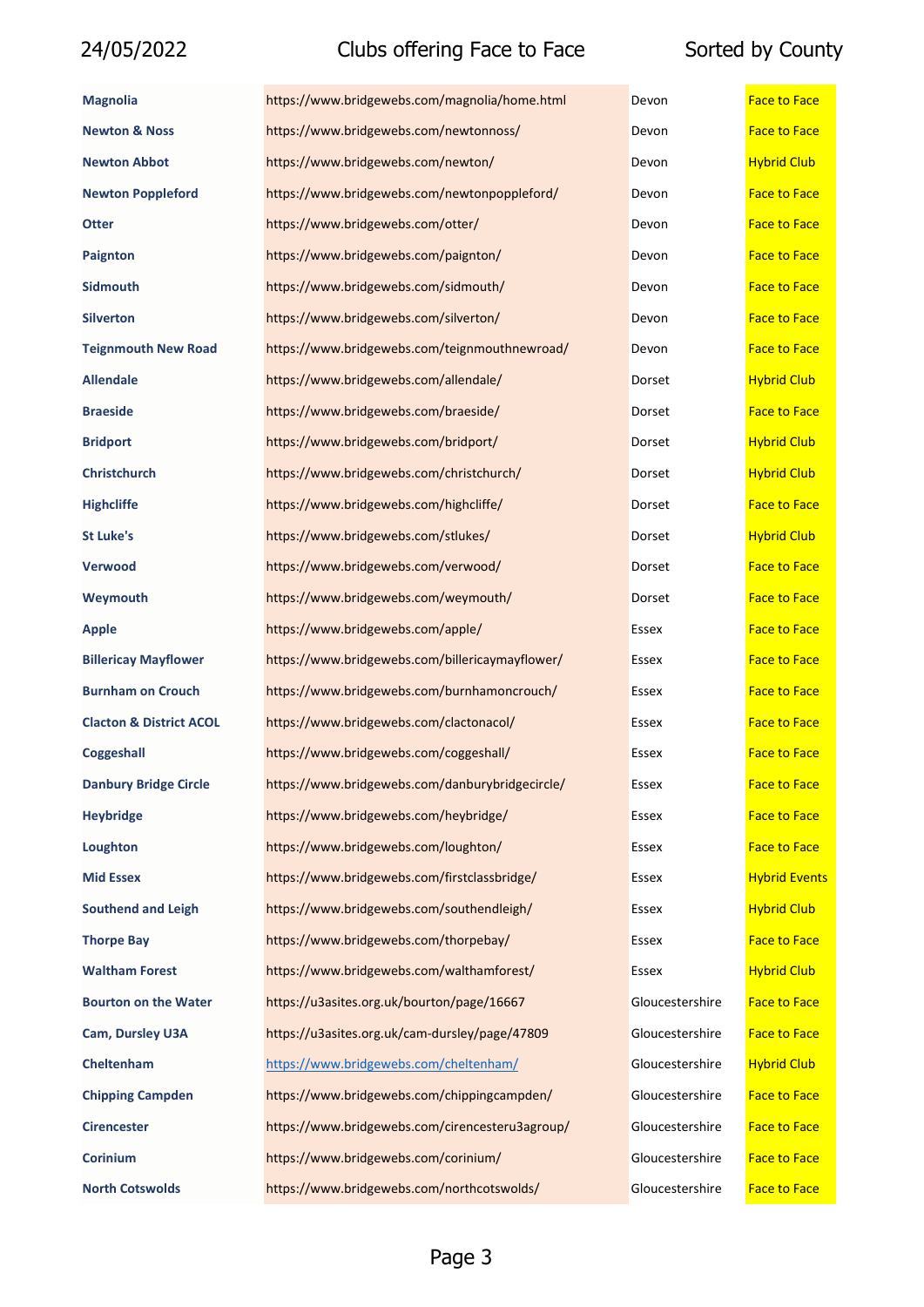| | | | |
|---|---|---|---|
| **Magnolia** | https://www.bridgewebs.com/magnolia/home.html | Devon | Face to Face |
| **Newton & Noss** | https://www.bridgewebs.com/newtonnoss/ | Devon | Face to Face |
| **Newton Abbot** | https://www.bridgewebs.com/newton/ | Devon | Hybrid Club |
| **Newton Poppleford** | https://www.bridgewebs.com/newtonpoppleford/ | Devon | Face to Face |
| **Otter** | https://www.bridgewebs.com/otter/ | Devon | Face to Face |
| **Paignton** | https://www.bridgewebs.com/paignton/ | Devon | Face to Face |
| **Sidmouth** | https://www.bridgewebs.com/sidmouth/ | Devon | Face to Face |
| **Silverton** | https://www.bridgewebs.com/silverton/ | Devon | Face to Face |
| **Teignmouth New Road** | https://www.bridgewebs.com/teignmouthnewroad/ | Devon | Face to Face |
| **Allendale** | https://www.bridgewebs.com/allendale/ | Dorset | Hybrid Club |
| **Braeside** | https://www.bridgewebs.com/braeside/ | Dorset | Face to Face |
| **Bridport** | https://www.bridgewebs.com/bridport/ | Dorset | Hybrid Club |
| **Christchurch** | https://www.bridgewebs.com/christchurch/ | Dorset | Hybrid Club |
| **Highcliffe** | https://www.bridgewebs.com/highcliffe/ | Dorset | Face to Face |
| **St Luke's** | https://www.bridgewebs.com/stlukes/ | Dorset | Hybrid Club |
| **Verwood** | https://www.bridgewebs.com/verwood/ | Dorset | Face to Face |
| **Weymouth** | https://www.bridgewebs.com/weymouth/ | Dorset | Face to Face |
| **Apple** | https://www.bridgewebs.com/apple/ | Essex | Face to Face |
| **Billericay Mayflower** | https://www.bridgewebs.com/billericaymayflower/ | Essex | Face to Face |
| **Burnham on Crouch** | https://www.bridgewebs.com/burnhamoncrouch/ | Essex | Face to Face |
| **Clacton & District ACOL** | https://www.bridgewebs.com/clactonacol/ | Essex | Face to Face |
| **Coggeshall** | https://www.bridgewebs.com/coggeshall/ | Essex | Face to Face |
| **Danbury Bridge Circle** | https://www.bridgewebs.com/danburybridgecircle/ | Essex | Face to Face |
| **Heybridge** | https://www.bridgewebs.com/heybridge/ | Essex | Face to Face |
| **Loughton** | https://www.bridgewebs.com/loughton/ | Essex | Face to Face |
| **Mid Essex** | https://www.bridgewebs.com/firstclassbridge/ | Essex | Hybrid Events |
| **Southend and Leigh** | https://www.bridgewebs.com/southendleigh/ | Essex | Hybrid Club |
| **Thorpe Bay** | https://www.bridgewebs.com/thorpebay/ | Essex | Face to Face |
| **Waltham Forest** | https://www.bridgewebs.com/walthamforest/ | Essex | Hybrid Club |
| **Bourton on the Water** | https://u3asites.org.uk/bourton/page/16667 | Gloucestershire | Face to Face |
| **Cam, Dursley U3A** | https://u3asites.org.uk/cam-dursley/page/47809 | Gloucestershire | Face to Face |
| **Cheltenham** | https://www.bridgewebs.com/cheltenham/ | Gloucestershire | Hybrid Club |
| **Chipping Campden** | https://www.bridgewebs.com/chippingcampden/ | Gloucestershire | Face to Face |
| **Cirencester** | https://www.bridgewebs.com/cirencesteru3agroup/ | Gloucestershire | Face to Face |
| **Corinium** | https://www.bridgewebs.com/corinium/ | Gloucestershire | Face to Face |
| **North Cotswolds** | https://www.bridgewebs.com/northcotswolds/ | Gloucestershire | Face to Face |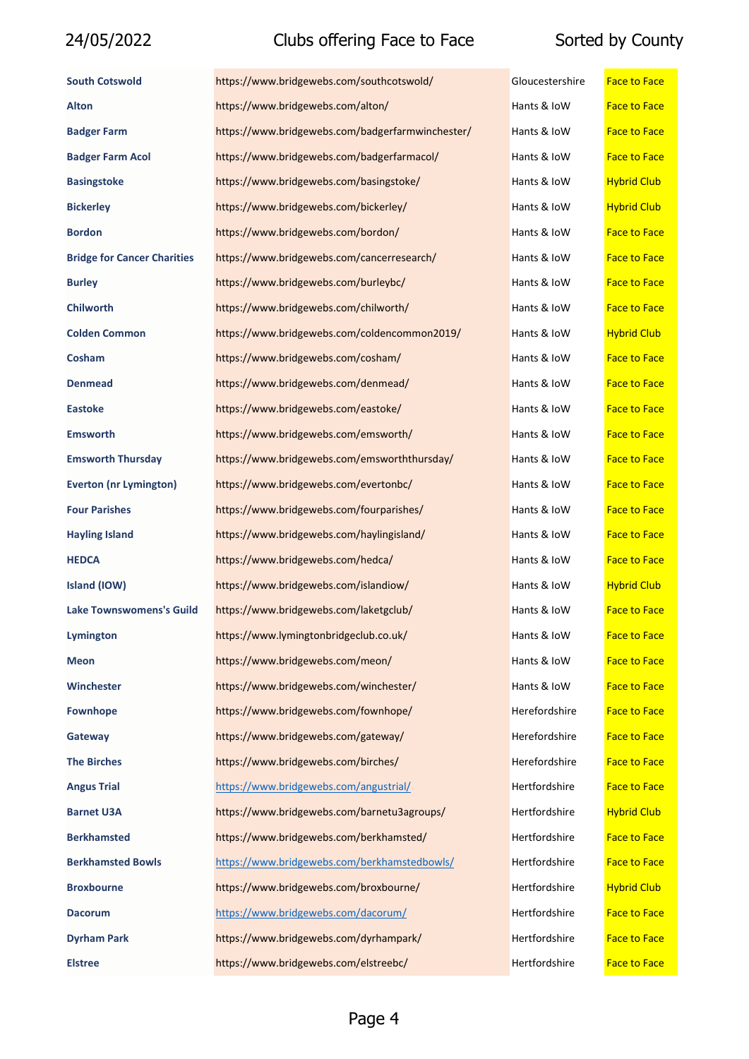| | | | |
|---|---|---|---|
| **South Cotswold** | https://www.bridgewebs.com/southcotswold/ | Gloucestershire | Face to Face |
| **Alton** | https://www.bridgewebs.com/alton/ | Hants & IoW | Face to Face |
| **Badger Farm** | https://www.bridgewebs.com/badgerfarmwinchester/ | Hants & IoW | Face to Face |
| **Badger Farm Acol** | https://www.bridgewebs.com/badgerfarmacol/ | Hants & IoW | Face to Face |
| **Basingstoke** | https://www.bridgewebs.com/basingstoke/ | Hants & IoW | Hybrid Club |
| **Bickerley** | https://www.bridgewebs.com/bickerley/ | Hants & IoW | Hybrid Club |
| **Bordon** | https://www.bridgewebs.com/bordon/ | Hants & IoW | Face to Face |
| **Bridge for Cancer Charities** | https://www.bridgewebs.com/cancerresearch/ | Hants & IoW | Face to Face |
| **Burley** | https://www.bridgewebs.com/burleybc/ | Hants & IoW | Face to Face |
| **Chilworth** | https://www.bridgewebs.com/chilworth/ | Hants & IoW | Face to Face |
| **Colden Common** | https://www.bridgewebs.com/coldencommon2019/ | Hants & IoW | Hybrid Club |
| **Cosham** | https://www.bridgewebs.com/cosham/ | Hants & IoW | Face to Face |
| **Denmead** | https://www.bridgewebs.com/denmead/ | Hants & IoW | Face to Face |
| **Eastoke** | https://www.bridgewebs.com/eastoke/ | Hants & IoW | Face to Face |
| **Emsworth** | https://www.bridgewebs.com/emsworth/ | Hants & IoW | Face to Face |
| **Emsworth Thursday** | https://www.bridgewebs.com/emsworththursday/ | Hants & IoW | Face to Face |
| **Everton (nr Lymington)** | https://www.bridgewebs.com/evertonbc/ | Hants & IoW | Face to Face |
| **Four Parishes** | https://www.bridgewebs.com/fourparishes/ | Hants & IoW | Face to Face |
| **Hayling Island** | https://www.bridgewebs.com/haylingisland/ | Hants & IoW | Face to Face |
| **HEDCA** | https://www.bridgewebs.com/hedca/ | Hants & IoW | Face to Face |
| **Island (IOW)** | https://www.bridgewebs.com/islandiow/ | Hants & IoW | Hybrid Club |
| **Lake Townswomens's Guild** | https://www.bridgewebs.com/laketgclub/ | Hants & IoW | Face to Face |
| **Lymington** | https://www.lymingtonbridgeclub.co.uk/ | Hants & IoW | Face to Face |
| **Meon** | https://www.bridgewebs.com/meon/ | Hants & IoW | Face to Face |
| **Winchester** | https://www.bridgewebs.com/winchester/ | Hants & IoW | Face to Face |
| **Fownhope** | https://www.bridgewebs.com/fownhope/ | Herefordshire | Face to Face |
| **Gateway** | https://www.bridgewebs.com/gateway/ | Herefordshire | Face to Face |
| **The Birches** | https://www.bridgewebs.com/birches/ | Herefordshire | Face to Face |
| **Angus Trial** | https://www.bridgewebs.com/angustrial/ | Hertfordshire | Face to Face |
| **Barnet U3A** | https://www.bridgewebs.com/barnetu3agroups/ | Hertfordshire | Hybrid Club |
| **Berkhamsted** | https://www.bridgewebs.com/berkhamsted/ | Hertfordshire | Face to Face |
| **Berkhamsted Bowls** | https://www.bridgewebs.com/berkhamstedbowls/ | Hertfordshire | Face to Face |
| **Broxbourne** | https://www.bridgewebs.com/broxbourne/ | Hertfordshire | Hybrid Club |
| **Dacorum** | https://www.bridgewebs.com/dacorum/ | Hertfordshire | Face to Face |
| **Dyrham Park** | https://www.bridgewebs.com/dyrhampark/ | Hertfordshire | Face to Face |
| **Elstree** | https://www.bridgewebs.com/elstreebc/ | Hertfordshire | Face to Face |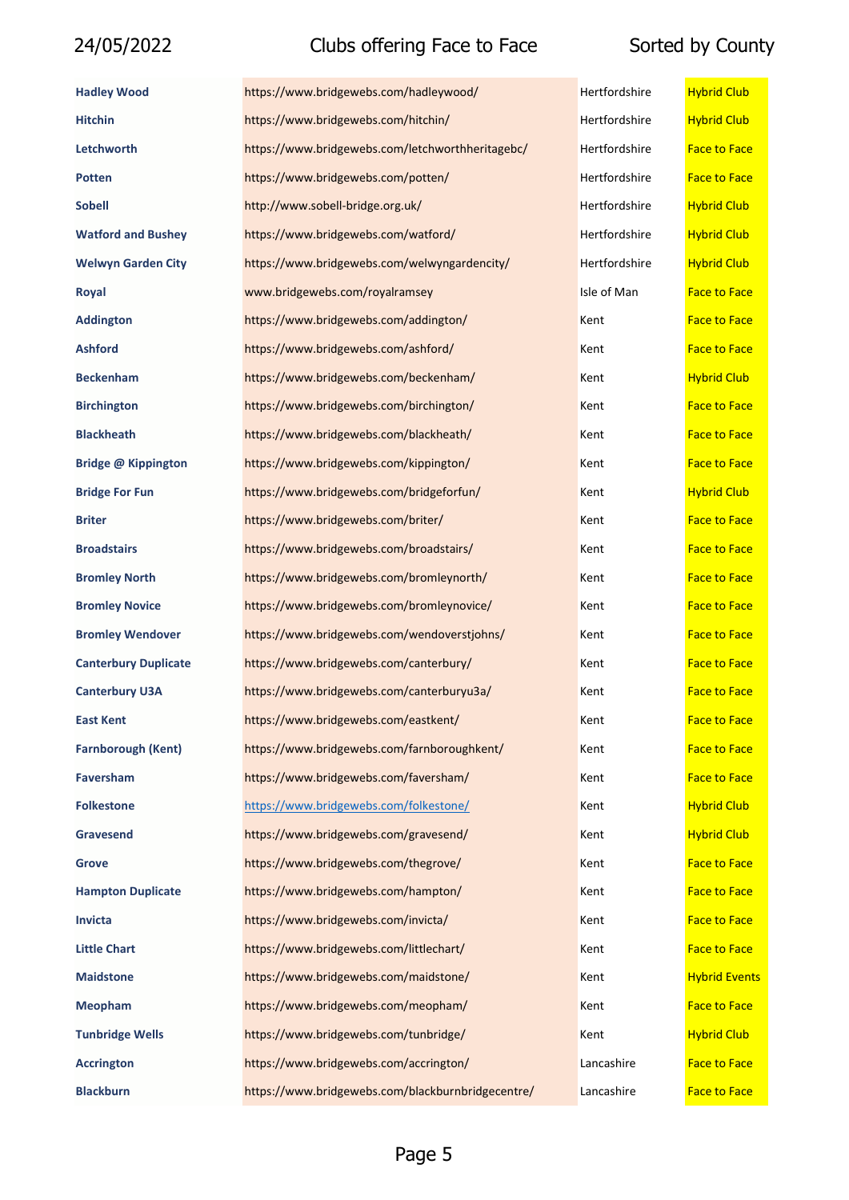| | | | |
|---|---|---|---|
| **Hadley Wood** | https://www.bridgewebs.com/hadleywood/ | Hertfordshire | Hybrid Club |
| **Hitchin** | https://www.bridgewebs.com/hitchin/ | Hertfordshire | Hybrid Club |
| **Letchworth** | https://www.bridgewebs.com/letchworthheritagebc/ | Hertfordshire | Face to Face |
| **Potten** | https://www.bridgewebs.com/potten/ | Hertfordshire | Face to Face |
| **Sobell** | http://www.sobell-bridge.org.uk/ | Hertfordshire | Hybrid Club |
| **Watford and Bushey** | https://www.bridgewebs.com/watford/ | Hertfordshire | Hybrid Club |
| **Welwyn Garden City** | https://www.bridgewebs.com/welwyngardencity/ | Hertfordshire | Hybrid Club |
| **Royal** | www.bridgewebs.com/royalramsey | Isle of Man | Face to Face |
| **Addington** | https://www.bridgewebs.com/addington/ | Kent | Face to Face |
| **Ashford** | https://www.bridgewebs.com/ashford/ | Kent | Face to Face |
| **Beckenham** | https://www.bridgewebs.com/beckenham/ | Kent | Hybrid Club |
| **Birchington** | https://www.bridgewebs.com/birchington/ | Kent | Face to Face |
| **Blackheath** | https://www.bridgewebs.com/blackheath/ | Kent | Face to Face |
| **Bridge @ Kippington** | https://www.bridgewebs.com/kippington/ | Kent | Face to Face |
| **Bridge For Fun** | https://www.bridgewebs.com/bridgeforfun/ | Kent | Hybrid Club |
| **Briter** | https://www.bridgewebs.com/briter/ | Kent | Face to Face |
| **Broadstairs** | https://www.bridgewebs.com/broadstairs/ | Kent | Face to Face |
| **Bromley North** | https://www.bridgewebs.com/bromleynorth/ | Kent | Face to Face |
| **Bromley Novice** | https://www.bridgewebs.com/bromleynovice/ | Kent | Face to Face |
| **Bromley Wendover** | https://www.bridgewebs.com/wendoverstjohns/ | Kent | Face to Face |
| **Canterbury Duplicate** | https://www.bridgewebs.com/canterbury/ | Kent | Face to Face |
| **Canterbury U3A** | https://www.bridgewebs.com/canterburyu3a/ | Kent | Face to Face |
| **East Kent** | https://www.bridgewebs.com/eastkent/ | Kent | Face to Face |
| **Farnborough (Kent)** | https://www.bridgewebs.com/farnboroughkent/ | Kent | Face to Face |
| **Faversham** | https://www.bridgewebs.com/faversham/ | Kent | Face to Face |
| **Folkestone** | https://www.bridgewebs.com/folkestone/ | Kent | Hybrid Club |
| **Gravesend** | https://www.bridgewebs.com/gravesend/ | Kent | Hybrid Club |
| **Grove** | https://www.bridgewebs.com/thegrove/ | Kent | Face to Face |
| **Hampton Duplicate** | https://www.bridgewebs.com/hampton/ | Kent | Face to Face |
| **Invicta** | https://www.bridgewebs.com/invicta/ | Kent | Face to Face |
| **Little Chart** | https://www.bridgewebs.com/littlechart/ | Kent | Face to Face |
| **Maidstone** | https://www.bridgewebs.com/maidstone/ | Kent | Hybrid Events |
| **Meopham** | https://www.bridgewebs.com/meopham/ | Kent | Face to Face |
| **Tunbridge Wells** | https://www.bridgewebs.com/tunbridge/ | Kent | Hybrid Club |
| **Accrington** | https://www.bridgewebs.com/accrington/ | Lancashire | Face to Face |
| **Blackburn** | https://www.bridgewebs.com/blackburnbridgecentre/ | Lancashire | Face to Face |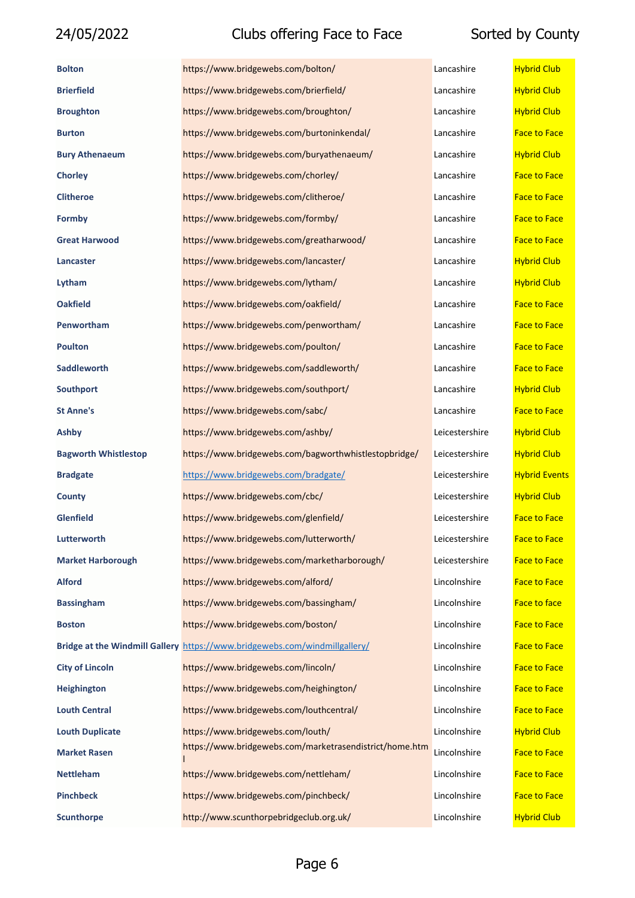| | | | |
|---|---|---|---|
| **Bolton** | https://www.bridgewebs.com/bolton/ | Lancashire | Hybrid Club |
| **Brierfield** | https://www.bridgewebs.com/brierfield/ | Lancashire | Hybrid Club |
| **Broughton** | https://www.bridgewebs.com/broughton/ | Lancashire | Hybrid Club |
| **Burton** | https://www.bridgewebs.com/burtoninkendal/ | Lancashire | Face to Face |
| **Bury Athenaeum** | https://www.bridgewebs.com/buryathenaeum/ | Lancashire | Hybrid Club |
| **Chorley** | https://www.bridgewebs.com/chorley/ | Lancashire | Face to Face |
| **Clitheroe** | https://www.bridgewebs.com/clitheroe/ | Lancashire | Face to Face |
| **Formby** | https://www.bridgewebs.com/formby/ | Lancashire | Face to Face |
| **Great Harwood** | https://www.bridgewebs.com/greatharwood/ | Lancashire | Face to Face |
| **Lancaster** | https://www.bridgewebs.com/lancaster/ | Lancashire | Hybrid Club |
| **Lytham** | https://www.bridgewebs.com/lytham/ | Lancashire | Hybrid Club |
| **Oakfield** | https://www.bridgewebs.com/oakfield/ | Lancashire | Face to Face |
| **Penwortham** | https://www.bridgewebs.com/penwortham/ | Lancashire | Face to Face |
| **Poulton** | https://www.bridgewebs.com/poulton/ | Lancashire | Face to Face |
| **Saddleworth** | https://www.bridgewebs.com/saddleworth/ | Lancashire | Face to Face |
| **Southport** | https://www.bridgewebs.com/southport/ | Lancashire | Hybrid Club |
| **St Anne's** | https://www.bridgewebs.com/sabc/ | Lancashire | Face to Face |
| **Ashby** | https://www.bridgewebs.com/ashby/ | Leicestershire | Hybrid Club |
| **Bagworth Whistlestop** | https://www.bridgewebs.com/bagworthwhistlestopbridge/ | Leicestershire | Hybrid Club |
| **Bradgate** | https://www.bridgewebs.com/bradgate/ | Leicestershire | Hybrid Events |
| **County** | https://www.bridgewebs.com/cbc/ | Leicestershire | Hybrid Club |
| **Glenfield** | https://www.bridgewebs.com/glenfield/ | Leicestershire | Face to Face |
| **Lutterworth** | https://www.bridgewebs.com/lutterworth/ | Leicestershire | Face to Face |
| **Market Harborough** | https://www.bridgewebs.com/marketharborough/ | Leicestershire | Face to Face |
| **Alford** | https://www.bridgewebs.com/alford/ | Lincolnshire | Face to Face |
| **Bassingham** | https://www.bridgewebs.com/bassingham/ | Lincolnshire | Face to face |
| **Boston** | https://www.bridgewebs.com/boston/ | Lincolnshire | Face to Face |
| **Bridge at the Windmill Gallery** | https://www.bridgewebs.com/windmillgallery/ | Lincolnshire | Face to Face |
| **City of Lincoln** | https://www.bridgewebs.com/lincoln/ | Lincolnshire | Face to Face |
| **Heighington** | https://www.bridgewebs.com/heighington/ | Lincolnshire | Face to Face |
| **Louth Central** | https://www.bridgewebs.com/louthcentral/ | Lincolnshire | Face to Face |
| **Louth Duplicate** | https://www.bridgewebs.com/louth/ | Lincolnshire | Hybrid Club |
| **Market Rasen** | https://www.bridgewebs.com/marketrasendistrict/home.html | Lincolnshire | Face to Face |
| **Nettleham** | https://www.bridgewebs.com/nettleham/ | Lincolnshire | Face to Face |
| **Pinchbeck** | https://www.bridgewebs.com/pinchbeck/ | Lincolnshire | Face to Face |
| **Scunthorpe** | http://www.scunthorpebridgeclub.org.uk/ | Lincolnshire | Hybrid Club |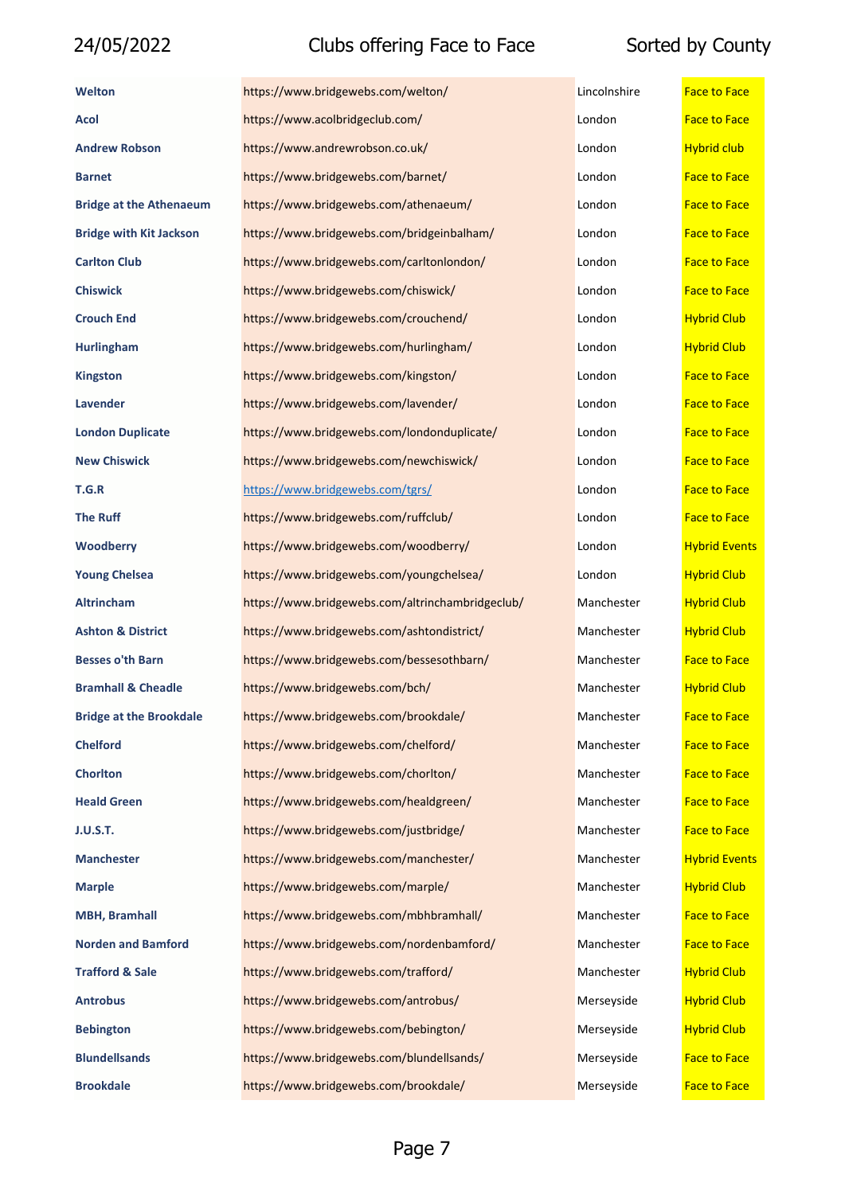| | | | |
|---|---|---|---|
| **Welton** | https://www.bridgewebs.com/welton/ | Lincolnshire | Face to Face |
| **Acol** | https://www.acolbridgeclub.com/ | London | Face to Face |
| **Andrew Robson** | https://www.andrewrobson.co.uk/ | London | Hybrid club |
| **Barnet** | https://www.bridgewebs.com/barnet/ | London | Face to Face |
| **Bridge at the Athenaeum** | https://www.bridgewebs.com/athenaeum/ | London | Face to Face |
| **Bridge with Kit Jackson** | https://www.bridgewebs.com/bridgeinbalham/ | London | Face to Face |
| **Carlton Club** | https://www.bridgewebs.com/carltonlondon/ | London | Face to Face |
| **Chiswick** | https://www.bridgewebs.com/chiswick/ | London | Face to Face |
| **Crouch End** | https://www.bridgewebs.com/crouchend/ | London | Hybrid Club |
| **Hurlingham** | https://www.bridgewebs.com/hurlingham/ | London | Hybrid Club |
| **Kingston** | https://www.bridgewebs.com/kingston/ | London | Face to Face |
| **Lavender** | https://www.bridgewebs.com/lavender/ | London | Face to Face |
| **London Duplicate** | https://www.bridgewebs.com/londonduplicate/ | London | Face to Face |
| **New Chiswick** | https://www.bridgewebs.com/newchiswick/ | London | Face to Face |
| **T.G.R** | https://www.bridgewebs.com/tgrs/ | London | Face to Face |
| **The Ruff** | https://www.bridgewebs.com/ruffclub/ | London | Face to Face |
| **Woodberry** | https://www.bridgewebs.com/woodberry/ | London | Hybrid Events |
| **Young Chelsea** | https://www.bridgewebs.com/youngchelsea/ | London | Hybrid Club |
| **Altrincham** | https://www.bridgewebs.com/altrinchambridgeclub/ | Manchester | Hybrid Club |
| **Ashton & District** | https://www.bridgewebs.com/ashtondistrict/ | Manchester | Hybrid Club |
| **Besses o'th Barn** | https://www.bridgewebs.com/bessesothbarn/ | Manchester | Face to Face |
| **Bramhall & Cheadle** | https://www.bridgewebs.com/bch/ | Manchester | Hybrid Club |
| **Bridge at the Brookdale** | https://www.bridgewebs.com/brookdale/ | Manchester | Face to Face |
| **Chelford** | https://www.bridgewebs.com/chelford/ | Manchester | Face to Face |
| **Chorlton** | https://www.bridgewebs.com/chorlton/ | Manchester | Face to Face |
| **Heald Green** | https://www.bridgewebs.com/healdgreen/ | Manchester | Face to Face |
| **J.U.S.T.** | https://www.bridgewebs.com/justbridge/ | Manchester | Face to Face |
| **Manchester** | https://www.bridgewebs.com/manchester/ | Manchester | Hybrid Events |
| **Marple** | https://www.bridgewebs.com/marple/ | Manchester | Hybrid Club |
| **MBH, Bramhall** | https://www.bridgewebs.com/mbhbramhall/ | Manchester | Face to Face |
| **Norden and Bamford** | https://www.bridgewebs.com/nordenbamford/ | Manchester | Face to Face |
| **Trafford & Sale** | https://www.bridgewebs.com/trafford/ | Manchester | Hybrid Club |
| **Antrobus** | https://www.bridgewebs.com/antrobus/ | Merseyside | Hybrid Club |
| **Bebington** | https://www.bridgewebs.com/bebington/ | Merseyside | Hybrid Club |
| **Blundellsands** | https://www.bridgewebs.com/blundellsands/ | Merseyside | Face to Face |
| **Brookdale** | https://www.bridgewebs.com/brookdale/ | Merseyside | Face to Face |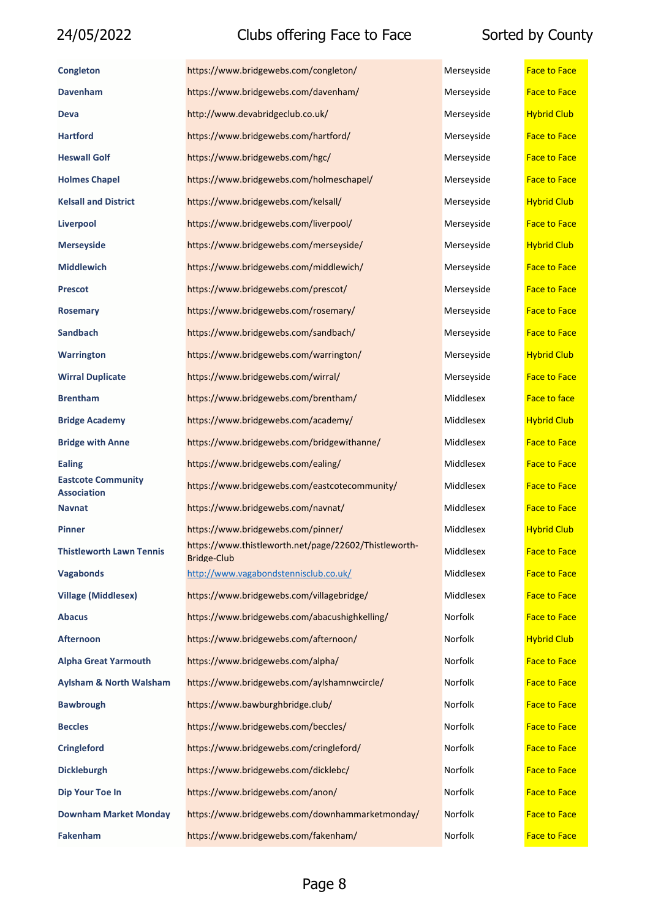| | | | |
|---|---|---|---|
| **Congleton** | https://www.bridgewebs.com/congleton/ | Merseyside | Face to Face |
| **Davenham** | https://www.bridgewebs.com/davenham/ | Merseyside | Face to Face |
| **Deva** | http://www.devabridgeclub.co.uk/ | Merseyside | Hybrid Club |
| **Hartford** | https://www.bridgewebs.com/hartford/ | Merseyside | Face to Face |
| **Heswall Golf** | https://www.bridgewebs.com/hgc/ | Merseyside | Face to Face |
| **Holmes Chapel** | https://www.bridgewebs.com/holmeschapel/ | Merseyside | Face to Face |
| **Kelsall and District** | https://www.bridgewebs.com/kelsall/ | Merseyside | Hybrid Club |
| **Liverpool** | https://www.bridgewebs.com/liverpool/ | Merseyside | Face to Face |
| **Merseyside** | https://www.bridgewebs.com/merseyside/ | Merseyside | Hybrid Club |
| **Middlewich** | https://www.bridgewebs.com/middlewich/ | Merseyside | Face to Face |
| **Prescot** | https://www.bridgewebs.com/prescot/ | Merseyside | Face to Face |
| **Rosemary** | https://www.bridgewebs.com/rosemary/ | Merseyside | Face to Face |
| **Sandbach** | https://www.bridgewebs.com/sandbach/ | Merseyside | Face to Face |
| **Warrington** | https://www.bridgewebs.com/warrington/ | Merseyside | Hybrid Club |
| **Wirral Duplicate** | https://www.bridgewebs.com/wirral/ | Merseyside | Face to Face |
| **Brentham** | https://www.bridgewebs.com/brentham/ | Middlesex | Face to face |
| **Bridge Academy** | https://www.bridgewebs.com/academy/ | Middlesex | Hybrid Club |
| **Bridge with Anne** | https://www.bridgewebs.com/bridgewithanne/ | Middlesex | Face to Face |
| **Ealing** | https://www.bridgewebs.com/ealing/ | Middlesex | Face to Face |
| **Eastcote Community Association** | https://www.bridgewebs.com/eastcotecommunity/ | Middlesex | Face to Face |
| **Navnat** | https://www.bridgewebs.com/navnat/ | Middlesex | Face to Face |
| **Pinner** | https://www.bridgewebs.com/pinner/ | Middlesex | Hybrid Club |
| **Thistleworth Lawn Tennis** | https://www.thistleworth.net/page/22602/Thistleworth-Bridge-Club | Middlesex | Face to Face |
| **Vagabonds** | http://www.vagabondstennisclub.co.uk/ | Middlesex | Face to Face |
| **Village (Middlesex)** | https://www.bridgewebs.com/villagebridge/ | Middlesex | Face to Face |
| **Abacus** | https://www.bridgewebs.com/abacushighkelling/ | Norfolk | Face to Face |
| **Afternoon** | https://www.bridgewebs.com/afternoon/ | Norfolk | Hybrid Club |
| **Alpha Great Yarmouth** | https://www.bridgewebs.com/alpha/ | Norfolk | Face to Face |
| **Aylsham & North Walsham** | https://www.bridgewebs.com/aylshamnwcircle/ | Norfolk | Face to Face |
| **Bawbrough** | https://www.bawburghbridge.club/ | Norfolk | Face to Face |
| **Beccles** | https://www.bridgewebs.com/beccles/ | Norfolk | Face to Face |
| **Cringleford** | https://www.bridgewebs.com/cringleford/ | Norfolk | Face to Face |
| **Dickleburgh** | https://www.bridgewebs.com/dicklebc/ | Norfolk | Face to Face |
| **Dip Your Toe In** | https://www.bridgewebs.com/anon/ | Norfolk | Face to Face |
| **Downham Market Monday** | https://www.bridgewebs.com/downhammarketmonday/ | Norfolk | Face to Face |
| **Fakenham** | https://www.bridgewebs.com/fakenham/ | Norfolk | Face to Face |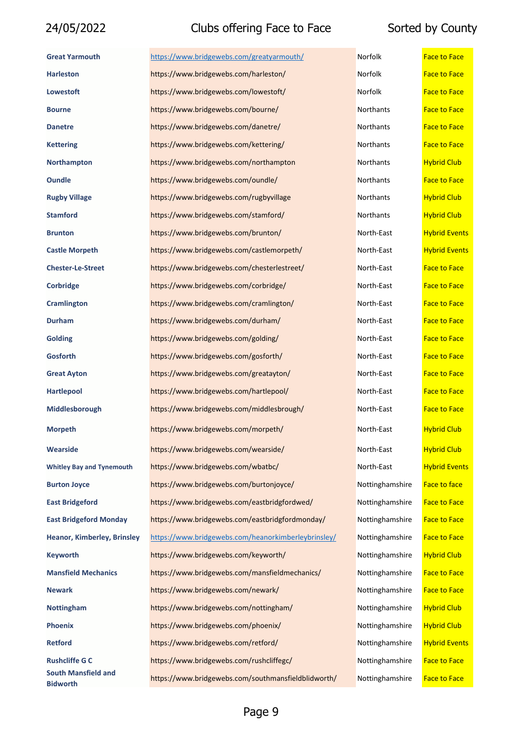| | | | |
|---|---|---|---|
| **Great Yarmouth** | https://www.bridgewebs.com/greatyarmouth/ | Norfolk | Face to Face |
| **Harleston** | https://www.bridgewebs.com/harleston/ | Norfolk | Face to Face |
| **Lowestoft** | https://www.bridgewebs.com/lowestoft/ | Norfolk | Face to Face |
| **Bourne** | https://www.bridgewebs.com/bourne/ | Northants | Face to Face |
| **Danetre** | https://www.bridgewebs.com/danetre/ | Northants | Face to Face |
| **Kettering** | https://www.bridgewebs.com/kettering/ | Northants | Face to Face |
| **Northampton** | https://www.bridgewebs.com/northampton | Northants | Hybrid Club |
| **Oundle** | https://www.bridgewebs.com/oundle/ | Northants | Face to Face |
| **Rugby Village** | https://www.bridgewebs.com/rugbyvillage | Northants | Hybrid Club |
| **Stamford** | https://www.bridgewebs.com/stamford/ | Northants | Hybrid Club |
| **Brunton** | https://www.bridgewebs.com/brunton/ | North-East | Hybrid Events |
| **Castle Morpeth** | https://www.bridgewebs.com/castlemorpeth/ | North-East | Hybrid Events |
| **Chester-Le-Street** | https://www.bridgewebs.com/chesterlestreet/ | North-East | Face to Face |
| **Corbridge** | https://www.bridgewebs.com/corbridge/ | North-East | Face to Face |
| **Cramlington** | https://www.bridgewebs.com/cramlington/ | North-East | Face to Face |
| **Durham** | https://www.bridgewebs.com/durham/ | North-East | Face to Face |
| **Golding** | https://www.bridgewebs.com/golding/ | North-East | Face to Face |
| **Gosforth** | https://www.bridgewebs.com/gosforth/ | North-East | Face to Face |
| **Great Ayton** | https://www.bridgewebs.com/greatayton/ | North-East | Face to Face |
| **Hartlepool** | https://www.bridgewebs.com/hartlepool/ | North-East | Face to Face |
| **Middlesborough** | https://www.bridgewebs.com/middlesbrough/ | North-East | Face to Face |
| **Morpeth** | https://www.bridgewebs.com/morpeth/ | North-East | Hybrid Club |
| **Wearside** | https://www.bridgewebs.com/wearside/ | North-East | Hybrid Club |
| **Whitley Bay and Tynemouth** | https://www.bridgewebs.com/wbatbc/ | North-East | Hybrid Events |
| **Burton Joyce** | https://www.bridgewebs.com/burtonjoyce/ | Nottinghamshire | Face to face |
| **East Bridgeford** | https://www.bridgewebs.com/eastbridgfordwed/ | Nottinghamshire | Face to Face |
| **East Bridgeford Monday** | https://www.bridgewebs.com/eastbridgfordmonday/ | Nottinghamshire | Face to Face |
| **Heanor, Kimberley, Brinsley** | https://www.bridgewebs.com/heanorkimberleybrinsley/ | Nottinghamshire | Face to Face |
| **Keyworth** | https://www.bridgewebs.com/keyworth/ | Nottinghamshire | Hybrid Club |
| **Mansfield Mechanics** | https://www.bridgewebs.com/mansfieldmechanics/ | Nottinghamshire | Face to Face |
| **Newark** | https://www.bridgewebs.com/newark/ | Nottinghamshire | Face to Face |
| **Nottingham** | https://www.bridgewebs.com/nottingham/ | Nottinghamshire | Hybrid Club |
| **Phoenix** | https://www.bridgewebs.com/phoenix/ | Nottinghamshire | Hybrid Club |
| **Retford** | https://www.bridgewebs.com/retford/ | Nottinghamshire | Hybrid Events |
| **Rushcliffe G C** | https://www.bridgewebs.com/rushcliffegc/ | Nottinghamshire | Face to Face |
| **South Mansfield and Bidworth** | https://www.bridgewebs.com/southmansfieldblidworth/ | Nottinghamshire | Face to Face |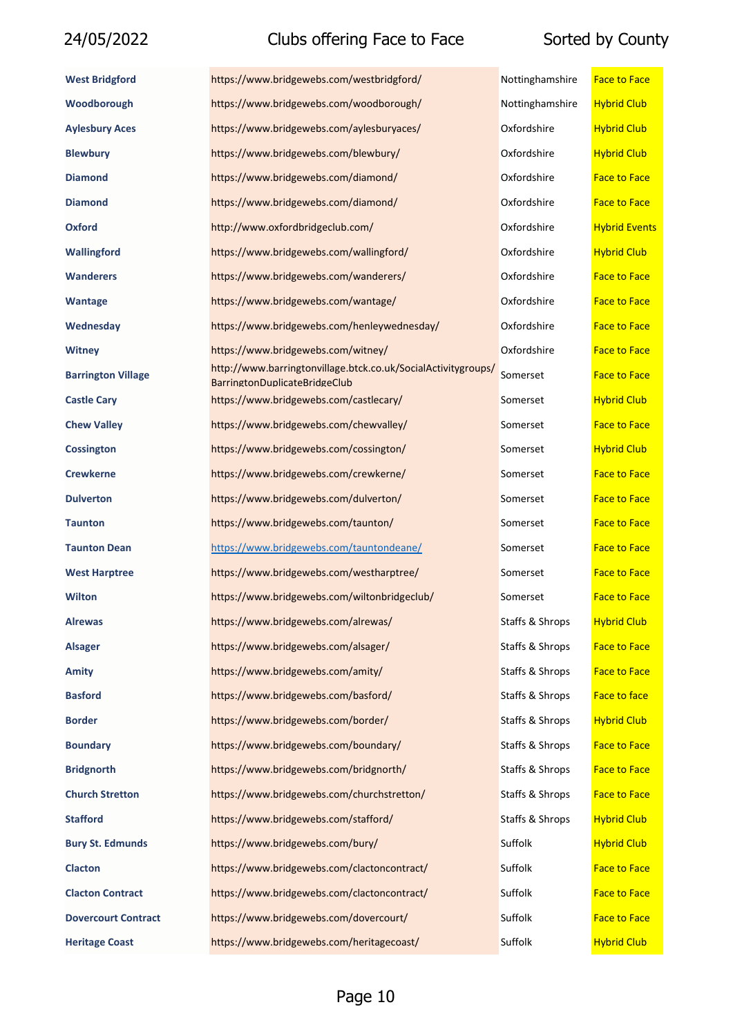| Club | Website | County | Type |
|---|---|---|---|
| **West Bridgford** | https://www.bridgewebs.com/westbridgford/ | Nottinghamshire | Face to Face |
| **Woodborough** | https://www.bridgewebs.com/woodborough/ | Nottinghamshire | Hybrid Club |
| **Aylesbury Aces** | https://www.bridgewebs.com/aylesburyaces/ | Oxfordshire | Hybrid Club |
| **Blewbury** | https://www.bridgewebs.com/blewbury/ | Oxfordshire | Hybrid Club |
| **Diamond** | https://www.bridgewebs.com/diamond/ | Oxfordshire | Face to Face |
| **Diamond** | https://www.bridgewebs.com/diamond/ | Oxfordshire | Face to Face |
| **Oxford** | http://www.oxfordbridgeclub.com/ | Oxfordshire | Hybrid Events |
| **Wallingford** | https://www.bridgewebs.com/wallingford/ | Oxfordshire | Hybrid Club |
| **Wanderers** | https://www.bridgewebs.com/wanderers/ | Oxfordshire | Face to Face |
| **Wantage** | https://www.bridgewebs.com/wantage/ | Oxfordshire | Face to Face |
| **Wednesday** | https://www.bridgewebs.com/henleywednesday/ | Oxfordshire | Face to Face |
| **Witney** | https://www.bridgewebs.com/witney/ | Oxfordshire | Face to Face |
| **Barrington Village** | http://www.barringtonvillage.btck.co.uk/SocialActivitygroups/BarringtonDuplicateBridgeClub | Somerset | Face to Face |
| **Castle Cary** | https://www.bridgewebs.com/castlecary/ | Somerset | Hybrid Club |
| **Chew Valley** | https://www.bridgewebs.com/chewvalley/ | Somerset | Face to Face |
| **Cossington** | https://www.bridgewebs.com/cossington/ | Somerset | Hybrid Club |
| **Crewkerne** | https://www.bridgewebs.com/crewkerne/ | Somerset | Face to Face |
| **Dulverton** | https://www.bridgewebs.com/dulverton/ | Somerset | Face to Face |
| **Taunton** | https://www.bridgewebs.com/taunton/ | Somerset | Face to Face |
| **Taunton Dean** | https://www.bridgewebs.com/tauntondeane/ | Somerset | Face to Face |
| **West Harptree** | https://www.bridgewebs.com/westharptree/ | Somerset | Face to Face |
| **Wilton** | https://www.bridgewebs.com/wiltonbridgeclub/ | Somerset | Face to Face |
| **Alrewas** | https://www.bridgewebs.com/alrewas/ | Staffs & Shrops | Hybrid Club |
| **Alsager** | https://www.bridgewebs.com/alsager/ | Staffs & Shrops | Face to Face |
| **Amity** | https://www.bridgewebs.com/amity/ | Staffs & Shrops | Face to Face |
| **Basford** | https://www.bridgewebs.com/basford/ | Staffs & Shrops | Face to face |
| **Border** | https://www.bridgewebs.com/border/ | Staffs & Shrops | Hybrid Club |
| **Boundary** | https://www.bridgewebs.com/boundary/ | Staffs & Shrops | Face to Face |
| **Bridgnorth** | https://www.bridgewebs.com/bridgnorth/ | Staffs & Shrops | Face to Face |
| **Church Stretton** | https://www.bridgewebs.com/churchstretton/ | Staffs & Shrops | Face to Face |
| **Stafford** | https://www.bridgewebs.com/stafford/ | Staffs & Shrops | Hybrid Club |
| **Bury St. Edmunds** | https://www.bridgewebs.com/bury/ | Suffolk | Hybrid Club |
| **Clacton** | https://www.bridgewebs.com/clactoncontract/ | Suffolk | Face to Face |
| **Clacton Contract** | https://www.bridgewebs.com/clactoncontract/ | Suffolk | Face to Face |
| **Dovercourt Contract** | https://www.bridgewebs.com/dovercourt/ | Suffolk | Face to Face |
| **Heritage Coast** | https://www.bridgewebs.com/heritagecoast/ | Suffolk | Hybrid Club |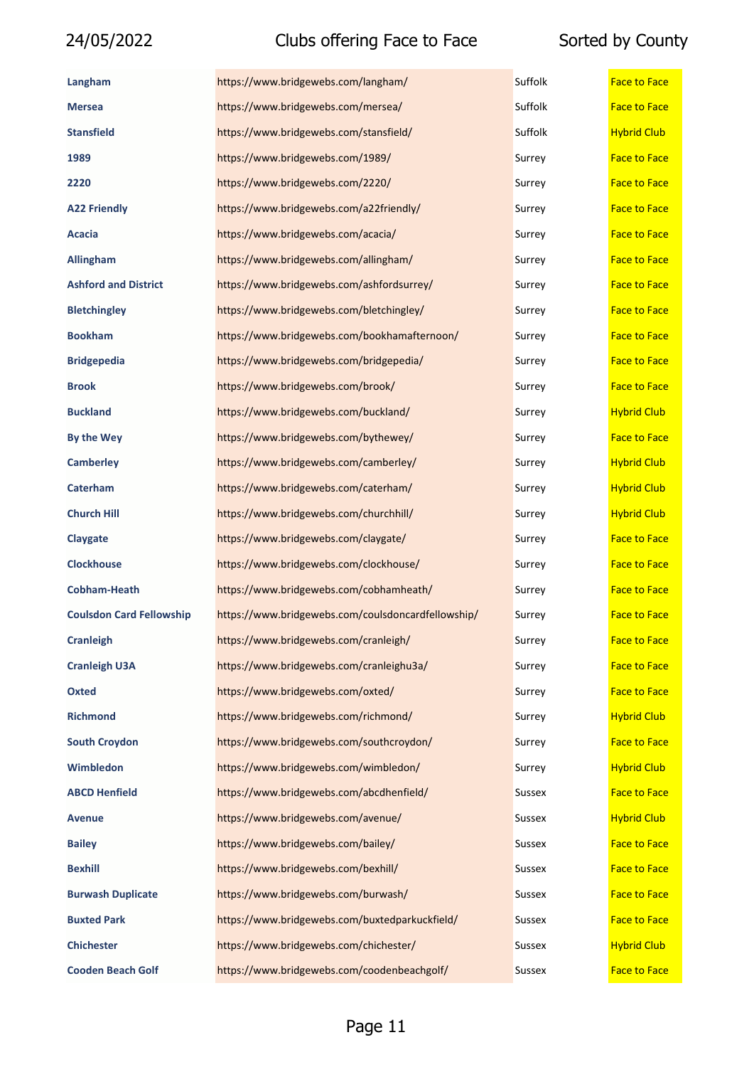| | | | |
|---|---|---|---|
| **Langham** | https://www.bridgewebs.com/langham/ | Suffolk | Face to Face |
| **Mersea** | https://www.bridgewebs.com/mersea/ | Suffolk | Face to Face |
| **Stansfield** | https://www.bridgewebs.com/stansfield/ | Suffolk | Hybrid Club |
| **1989** | https://www.bridgewebs.com/1989/ | Surrey | Face to Face |
| **2220** | https://www.bridgewebs.com/2220/ | Surrey | Face to Face |
| **A22 Friendly** | https://www.bridgewebs.com/a22friendly/ | Surrey | Face to Face |
| **Acacia** | https://www.bridgewebs.com/acacia/ | Surrey | Face to Face |
| **Allingham** | https://www.bridgewebs.com/allingham/ | Surrey | Face to Face |
| **Ashford and District** | https://www.bridgewebs.com/ashfordsurrey/ | Surrey | Face to Face |
| **Bletchingley** | https://www.bridgewebs.com/bletchingley/ | Surrey | Face to Face |
| **Bookham** | https://www.bridgewebs.com/bookhamafternoon/ | Surrey | Face to Face |
| **Bridgepedia** | https://www.bridgewebs.com/bridgepedia/ | Surrey | Face to Face |
| **Brook** | https://www.bridgewebs.com/brook/ | Surrey | Face to Face |
| **Buckland** | https://www.bridgewebs.com/buckland/ | Surrey | Hybrid Club |
| **By the Wey** | https://www.bridgewebs.com/bythewey/ | Surrey | Face to Face |
| **Camberley** | https://www.bridgewebs.com/camberley/ | Surrey | Hybrid Club |
| **Caterham** | https://www.bridgewebs.com/caterham/ | Surrey | Hybrid Club |
| **Church Hill** | https://www.bridgewebs.com/churchhill/ | Surrey | Hybrid Club |
| **Claygate** | https://www.bridgewebs.com/claygate/ | Surrey | Face to Face |
| **Clockhouse** | https://www.bridgewebs.com/clockhouse/ | Surrey | Face to Face |
| **Cobham-Heath** | https://www.bridgewebs.com/cobhamheath/ | Surrey | Face to Face |
| **Coulsdon Card Fellowship** | https://www.bridgewebs.com/coulsdoncardfellowship/ | Surrey | Face to Face |
| **Cranleigh** | https://www.bridgewebs.com/cranleigh/ | Surrey | Face to Face |
| **Cranleigh U3A** | https://www.bridgewebs.com/cranleighu3a/ | Surrey | Face to Face |
| **Oxted** | https://www.bridgewebs.com/oxted/ | Surrey | Face to Face |
| **Richmond** | https://www.bridgewebs.com/richmond/ | Surrey | Hybrid Club |
| **South Croydon** | https://www.bridgewebs.com/southcroydon/ | Surrey | Face to Face |
| **Wimbledon** | https://www.bridgewebs.com/wimbledon/ | Surrey | Hybrid Club |
| **ABCD Henfield** | https://www.bridgewebs.com/abcdhenfield/ | Sussex | Face to Face |
| **Avenue** | https://www.bridgewebs.com/avenue/ | Sussex | Hybrid Club |
| **Bailey** | https://www.bridgewebs.com/bailey/ | Sussex | Face to Face |
| **Bexhill** | https://www.bridgewebs.com/bexhill/ | Sussex | Face to Face |
| **Burwash Duplicate** | https://www.bridgewebs.com/burwash/ | Sussex | Face to Face |
| **Buxted Park** | https://www.bridgewebs.com/buxtedparkuckfield/ | Sussex | Face to Face |
| **Chichester** | https://www.bridgewebs.com/chichester/ | Sussex | Hybrid Club |
| **Cooden Beach Golf** | https://www.bridgewebs.com/coodenbeachgolf/ | Sussex | Face to Face |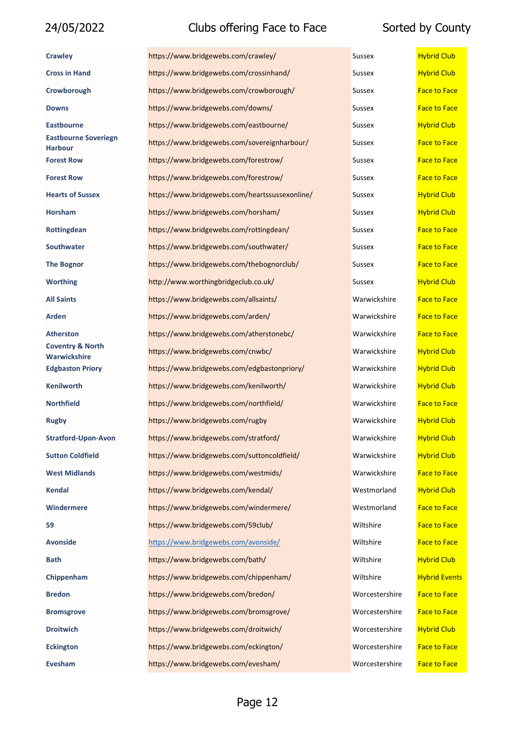| | | | |
|---|---|---|---|
| **Crawley** | https://www.bridgewebs.com/crawley/ | Sussex | Hybrid Club |
| **Cross in Hand** | https://www.bridgewebs.com/crossinhand/ | Sussex | Hybrid Club |
| **Crowborough** | https://www.bridgewebs.com/crowborough/ | Sussex | Face to Face |
| **Downs** | https://www.bridgewebs.com/downs/ | Sussex | Face to Face |
| **Eastbourne** | https://www.bridgewebs.com/eastbourne/ | Sussex | Hybrid Club |
| **Eastbourne Soveriegn Harbour** | https://www.bridgewebs.com/sovereignharbour/ | Sussex | Face to Face |
| **Forest Row** | https://www.bridgewebs.com/forestrow/ | Sussex | Face to Face |
| **Forest Row** | https://www.bridgewebs.com/forestrow/ | Sussex | Face to Face |
| **Hearts of Sussex** | https://www.bridgewebs.com/heartssussexonline/ | Sussex | Hybrid Club |
| **Horsham** | https://www.bridgewebs.com/horsham/ | Sussex | Hybrid Club |
| **Rottingdean** | https://www.bridgewebs.com/rottingdean/ | Sussex | Face to Face |
| **Southwater** | https://www.bridgewebs.com/southwater/ | Sussex | Face to Face |
| **The Bognor** | https://www.bridgewebs.com/thebognorclub/ | Sussex | Face to Face |
| **Worthing** | http://www.worthingbridgeclub.co.uk/ | Sussex | Hybrid Club |
| **All Saints** | https://www.bridgewebs.com/allsaints/ | Warwickshire | Face to Face |
| **Arden** | https://www.bridgewebs.com/arden/ | Warwickshire | Face to Face |
| **Atherston** | https://www.bridgewebs.com/atherstonebc/ | Warwickshire | Face to Face |
| **Coventry & North Warwickshire** | https://www.bridgewebs.com/cnwbc/ | Warwickshire | Hybrid Club |
| **Edgbaston Priory** | https://www.bridgewebs.com/edgbastonpriory/ | Warwickshire | Hybrid Club |
| **Kenilworth** | https://www.bridgewebs.com/kenilworth/ | Warwickshire | Hybrid Club |
| **Northfield** | https://www.bridgewebs.com/northfield/ | Warwickshire | Face to Face |
| **Rugby** | https://www.bridgewebs.com/rugby | Warwickshire | Hybrid Club |
| **Stratford-Upon-Avon** | https://www.bridgewebs.com/stratford/ | Warwickshire | Hybrid Club |
| **Sutton Coldfield** | https://www.bridgewebs.com/suttoncoldfield/ | Warwickshire | Hybrid Club |
| **West Midlands** | https://www.bridgewebs.com/westmids/ | Warwickshire | Face to Face |
| **Kendal** | https://www.bridgewebs.com/kendal/ | Westmorland | Hybrid Club |
| **Windermere** | https://www.bridgewebs.com/windermere/ | Westmorland | Face to Face |
| **59** | https://www.bridgewebs.com/59club/ | Wiltshire | Face to Face |
| **Avonside** | https://www.bridgewebs.com/avonside/ | Wiltshire | Face to Face |
| **Bath** | https://www.bridgewebs.com/bath/ | Wiltshire | Hybrid Club |
| **Chippenham** | https://www.bridgewebs.com/chippenham/ | Wiltshire | Hybrid Events |
| **Bredon** | https://www.bridgewebs.com/bredon/ | Worcestershire | Face to Face |
| **Bromsgrove** | https://www.bridgewebs.com/bromsgrove/ | Worcestershire | Face to Face |
| **Droitwich** | https://www.bridgewebs.com/droitwich/ | Worcestershire | Hybrid Club |
| **Eckington** | https://www.bridgewebs.com/eckington/ | Worcestershire | Face to Face |
| **Evesham** | https://www.bridgewebs.com/evesham/ | Worcestershire | Face to Face |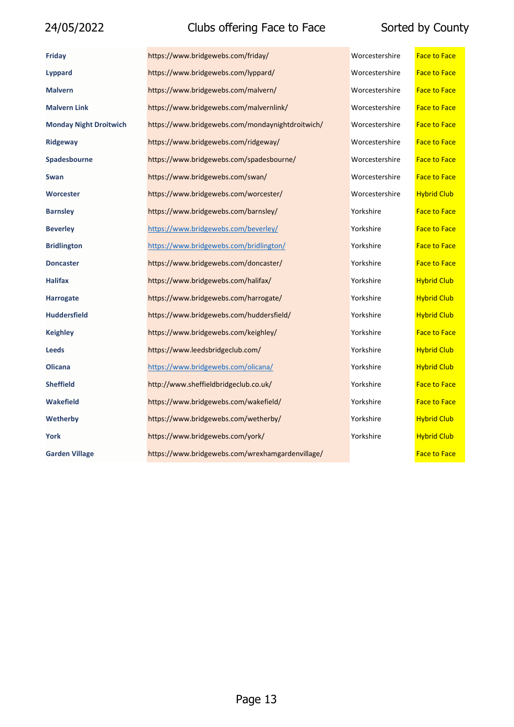| | | | |
|---|---|---|---|
| **Friday** | https://www.bridgewebs.com/friday/ | Worcestershire | Face to Face |
| **Lyppard** | https://www.bridgewebs.com/lyppard/ | Worcestershire | Face to Face |
| **Malvern** | https://www.bridgewebs.com/malvern/ | Worcestershire | Face to Face |
| **Malvern Link** | https://www.bridgewebs.com/malvernlink/ | Worcestershire | Face to Face |
| **Monday Night Droitwich** | https://www.bridgewebs.com/mondaynightdroitwich/ | Worcestershire | Face to Face |
| **Ridgeway** | https://www.bridgewebs.com/ridgeway/ | Worcestershire | Face to Face |
| **Spadesbourne** | https://www.bridgewebs.com/spadesbourne/ | Worcestershire | Face to Face |
| **Swan** | https://www.bridgewebs.com/swan/ | Worcestershire | Face to Face |
| **Worcester** | https://www.bridgewebs.com/worcester/ | Worcestershire | Hybrid Club |
| **Barnsley** | https://www.bridgewebs.com/barnsley/ | Yorkshire | Face to Face |
| **Beverley** | https://www.bridgewebs.com/beverley/ | Yorkshire | Face to Face |
| **Bridlington** | https://www.bridgewebs.com/bridlington/ | Yorkshire | Face to Face |
| **Doncaster** | https://www.bridgewebs.com/doncaster/ | Yorkshire | Face to Face |
| **Halifax** | https://www.bridgewebs.com/halifax/ | Yorkshire | Hybrid Club |
| **Harrogate** | https://www.bridgewebs.com/harrogate/ | Yorkshire | Hybrid Club |
| **Huddersfield** | https://www.bridgewebs.com/huddersfield/ | Yorkshire | Hybrid Club |
| **Keighley** | https://www.bridgewebs.com/keighley/ | Yorkshire | Face to Face |
| **Leeds** | https://www.leedsbridgeclub.com/ | Yorkshire | Hybrid Club |
| **Olicana** | https://www.bridgewebs.com/olicana/ | Yorkshire | Hybrid Club |
| **Sheffield** | http://www.sheffieldbridgeclub.co.uk/ | Yorkshire | Face to Face |
| **Wakefield** | https://www.bridgewebs.com/wakefield/ | Yorkshire | Face to Face |
| **Wetherby** | https://www.bridgewebs.com/wetherby/ | Yorkshire | Hybrid Club |
| **York** | https://www.bridgewebs.com/york/ | Yorkshire | Hybrid Club |
| **Garden Village** | https://www.bridgewebs.com/wrexhamgardenvillage/ | | Face to Face |